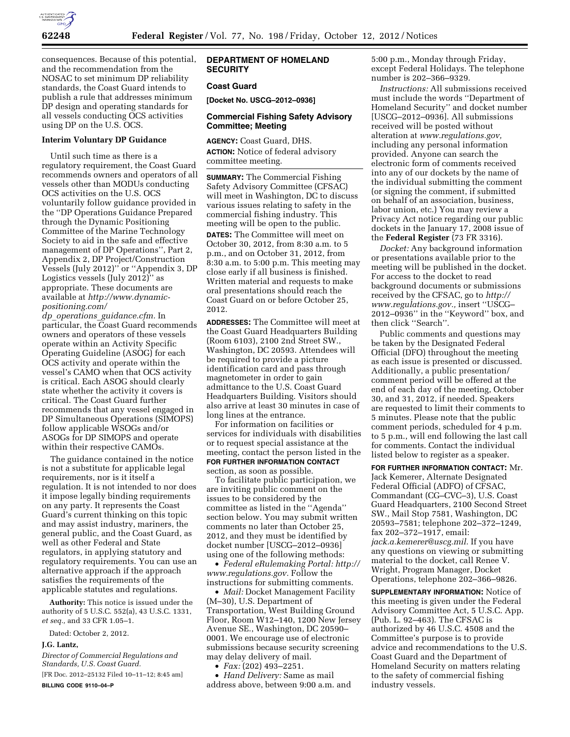consequences. Because of this potential, and the recommendation from the NOSAC to set minimum DP reliability standards, the Coast Guard intends to publish a rule that addresses minimum DP design and operating standards for all vessels conducting OCS activities using DP on the U.S. OCS.

### Interim Voluntary DP Guidance

Until such time as there is a regulatory requirement, the Coast Guard recommends owners and operators of all vessels other than MODUs conducting OCS activities on the U.S. OCS voluntarily follow guidance provided in the ''DP Operations Guidance Prepared through the Dynamic Positioning Committee of the Marine Technology Society to aid in the safe and effective management of DP Operations'', Part 2, Appendix 2, DP Project/Construction Vessels (July 2012)'' or ''Appendix 3, DP Logistics vessels (July 2012)'' as appropriate. These documents are available at *http://www.dynamic-positioning.com/dp_operations_guidance.cfm.* In particular, the Coast Guard recommends owners and operators of these vessels operate within an Activity Specific Operating Guideline (ASOG) for each OCS activity and operate within the vessel's CAMO when that OCS activity is critical. Each ASOG should clearly state whether the activity it covers is critical. The Coast Guard further recommends that any vessel engaged in DP Simultaneous Operations (SIMOPS) follow applicable WSOGs and/or ASOGs for DP SIMOPS and operate within their respective CAMOs.

The guidance contained in the notice is not a substitute for applicable legal requirements, nor is it itself a regulation. It is not intended to nor does it impose legally binding requirements on any party. It represents the Coast Guard's current thinking on this topic and may assist industry, mariners, the general public, and the Coast Guard, as well as other Federal and State regulators, in applying statutory and regulatory requirements. You can use an alternative approach if the approach satisfies the requirements of the applicable statutes and regulations.

**Authority:** This notice is issued under the authority of 5 U.S.C. 552(a), 43 U.S.C. 1331, *et seq.,* and 33 CFR 1.05–1.

Dated: October 2, 2012.

**J.G. Lantz,**

*Director of Commercial Regulations and Standards, U.S. Coast Guard.*

[FR Doc. 2012–25132 Filed 10–11–12; 8:45 am]

**BILLING CODE 9110–04–P**

## DEPARTMENT OF HOMELAND SECURITY

### Coast Guard

**[Docket No. USCG–2012–0936]**

### Commercial Fishing Safety Advisory Committee; Meeting

**AGENCY:** Coast Guard, DHS.

**ACTION:** Notice of federal advisory committee meeting.

**SUMMARY:** The Commercial Fishing Safety Advisory Committee (CFSAC) will meet in Washington, DC to discuss various issues relating to safety in the commercial fishing industry. This meeting will be open to the public.

**DATES:** The Committee will meet on October 30, 2012, from 8:30 a.m. to 5 p.m., and on October 31, 2012, from 8:30 a.m. to 5:00 p.m. This meeting may close early if all business is finished. Written material and requests to make oral presentations should reach the Coast Guard on or before October 25, 2012.

**ADDRESSES:** The Committee will meet at the Coast Guard Headquarters Building (Room 6103), 2100 2nd Street SW., Washington, DC 20593. Attendees will be required to provide a picture identification card and pass through magnetometer in order to gain admittance to the U.S. Coast Guard Headquarters Building. Visitors should also arrive at least 30 minutes in case of long lines at the entrance.

For information on facilities or services for individuals with disabilities or to request special assistance at the meeting, contact the person listed in the **FOR FURTHER INFORMATION CONTACT** section, as soon as possible.

To facilitate public participation, we are inviting public comment on the issues to be considered by the committee as listed in the ''Agenda'' section below. You may submit written comments no later than October 25, 2012, and they must be identified by docket number [USCG–2012–0936] using one of the following methods:

- *Federal eRulemaking Portal: http://www.regulations.gov.* Follow the instructions for submitting comments.
- *Mail:* Docket Management Facility (M–30), U.S. Department of Transportation, West Building Ground Floor, Room W12–140, 1200 New Jersey Avenue SE., Washington, DC 20590–0001. We encourage use of electronic submissions because security screening may delay delivery of mail.
- *Fax:* (202) 493–2251.
- *Hand Delivery:* Same as mail address above, between 9:00 a.m. and 5:00 p.m., Monday through Friday, except Federal Holidays. The telephone number is 202–366–9329.

*Instructions:* All submissions received must include the words ''Department of Homeland Security'' and docket number [USCG–2012–0936]. All submissions received will be posted without alteration at *www.regulations.gov,* including any personal information provided. Anyone can search the electronic form of comments received into any of our dockets by the name of the individual submitting the comment (or signing the comment, if submitted on behalf of an association, business, labor union, etc.) You may review a Privacy Act notice regarding our public dockets in the January 17, 2008 issue of the **Federal Register** (73 FR 3316).

*Docket:* Any background information or presentations available prior to the meeting will be published in the docket. For access to the docket to read background documents or submissions received by the CFSAC, go to *http://www.regulations.gov.,* insert ''USCG–2012–0936'' in the ''Keyword'' box, and then click ''Search''.

Public comments and questions may be taken by the Designated Federal Official (DFO) throughout the meeting as each issue is presented or discussed. Additionally, a public presentation/comment period will be offered at the end of each day of the meeting, October 30, and 31, 2012, if needed. Speakers are requested to limit their comments to 5 minutes. Please note that the public comment periods, scheduled for 4 p.m. to 5 p.m., will end following the last call for comments. Contact the individual listed below to register as a speaker.

**FOR FURTHER INFORMATION CONTACT:** Mr. Jack Kemerer, Alternate Designated Federal Official (ADFO) of CFSAC, Commandant (CG–CVC–3), U.S. Coast Guard Headquarters, 2100 Second Street SW., Mail Stop 7581, Washington, DC 20593–7581; telephone 202–372–1249, fax 202–372–1917, email: *jack.a.kemerer@uscg.mil.* If you have any questions on viewing or submitting material to the docket, call Renee V. Wright, Program Manager, Docket Operations, telephone 202–366–9826.

**SUPPLEMENTARY INFORMATION:** Notice of this meeting is given under the Federal Advisory Committee Act, 5 U.S.C. App. (Pub. L. 92–463). The CFSAC is authorized by 46 U.S.C. 4508 and the Committee's purpose is to provide advice and recommendations to the U.S. Coast Guard and the Department of Homeland Security on matters relating to the safety of commercial fishing industry vessels.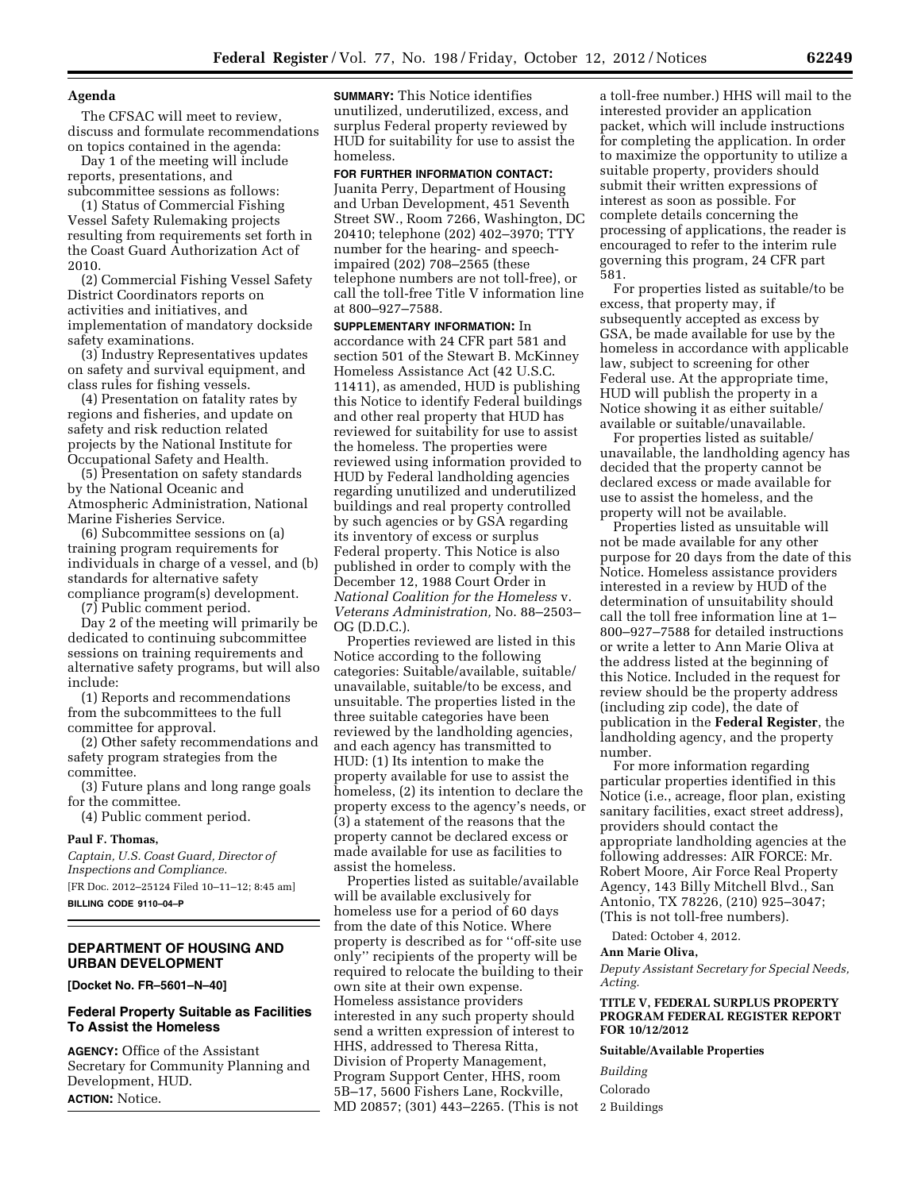## Agenda

The CFSAC will meet to review, discuss and formulate recommendations on topics contained in the agenda:

Day 1 of the meeting will include reports, presentations, and subcommittee sessions as follows:

(1) Status of Commercial Fishing Vessel Safety Rulemaking projects resulting from requirements set forth in the Coast Guard Authorization Act of 2010.

(2) Commercial Fishing Vessel Safety District Coordinators reports on activities and initiatives, and implementation of mandatory dockside safety examinations.

(3) Industry Representatives updates on safety and survival equipment, and class rules for fishing vessels.

(4) Presentation on fatality rates by regions and fisheries, and update on safety and risk reduction related projects by the National Institute for Occupational Safety and Health.

(5) Presentation on safety standards by the National Oceanic and Atmospheric Administration, National Marine Fisheries Service.

(6) Subcommittee sessions on (a) training program requirements for individuals in charge of a vessel, and (b) standards for alternative safety compliance program(s) development.

(7) Public comment period.

Day 2 of the meeting will primarily be dedicated to continuing subcommittee sessions on training requirements and alternative safety programs, but will also include:

(1) Reports and recommendations from the subcommittees to the full committee for approval.

(2) Other safety recommendations and safety program strategies from the committee.

(3) Future plans and long range goals for the committee.

(4) Public comment period.

**Paul F. Thomas,**

*Captain, U.S. Coast Guard, Director of Inspections and Compliance.*

[FR Doc. 2012–25124 Filed 10–11–12; 8:45 am]

**BILLING CODE 9110–04–P**

## DEPARTMENT OF HOUSING AND URBAN DEVELOPMENT

**[Docket No. FR–5601–N–40]**

## Federal Property Suitable as Facilities To Assist the Homeless

**AGENCY:** Office of the Assistant Secretary for Community Planning and Development, HUD.

**ACTION:** Notice.

**SUMMARY:** This Notice identifies unutilized, underutilized, excess, and surplus Federal property reviewed by HUD for suitability for use to assist the homeless.

**FOR FURTHER INFORMATION CONTACT:** Juanita Perry, Department of Housing and Urban Development, 451 Seventh Street SW., Room 7266, Washington, DC 20410; telephone (202) 402–3970; TTY number for the hearing- and speech-impaired (202) 708–2565 (these telephone numbers are not toll-free), or call the toll-free Title V information line at 800–927–7588.

**SUPPLEMENTARY INFORMATION:** In accordance with 24 CFR part 581 and section 501 of the Stewart B. McKinney Homeless Assistance Act (42 U.S.C. 11411), as amended, HUD is publishing this Notice to identify Federal buildings and other real property that HUD has reviewed for suitability for use to assist the homeless. The properties were reviewed using information provided to HUD by Federal landholding agencies regarding unutilized and underutilized buildings and real property controlled by such agencies or by GSA regarding its inventory of excess or surplus Federal property. This Notice is also published in order to comply with the December 12, 1988 Court Order in *National Coalition for the Homeless* v. *Veterans Administration,* No. 88–2503–OG (D.D.C.).

Properties reviewed are listed in this Notice according to the following categories: Suitable/available, suitable/unavailable, suitable/to be excess, and unsuitable. The properties listed in the three suitable categories have been reviewed by the landholding agencies, and each agency has transmitted to HUD: (1) Its intention to make the property available for use to assist the homeless, (2) its intention to declare the property excess to the agency's needs, or (3) a statement of the reasons that the property cannot be declared excess or made available for use as facilities to assist the homeless.

Properties listed as suitable/available will be available exclusively for homeless use for a period of 60 days from the date of this Notice. Where property is described as for ''off-site use only'' recipients of the property will be required to relocate the building to their own site at their own expense. Homeless assistance providers interested in any such property should send a written expression of interest to HHS, addressed to Theresa Ritta, Division of Property Management, Program Support Center, HHS, room 5B–17, 5600 Fishers Lane, Rockville, MD 20857; (301) 443–2265. (This is not a toll-free number.) HHS will mail to the interested provider an application packet, which will include instructions for completing the application. In order to maximize the opportunity to utilize a suitable property, providers should submit their written expressions of interest as soon as possible. For complete details concerning the processing of applications, the reader is encouraged to refer to the interim rule governing this program, 24 CFR part 581.

For properties listed as suitable/to be excess, that property may, if subsequently accepted as excess by GSA, be made available for use by the homeless in accordance with applicable law, subject to screening for other Federal use. At the appropriate time, HUD will publish the property in a Notice showing it as either suitable/available or suitable/unavailable.

For properties listed as suitable/unavailable, the landholding agency has decided that the property cannot be declared excess or made available for use to assist the homeless, and the property will not be available.

Properties listed as unsuitable will not be made available for any other purpose for 20 days from the date of this Notice. Homeless assistance providers interested in a review by HUD of the determination of unsuitability should call the toll free information line at 1–800–927–7588 for detailed instructions or write a letter to Ann Marie Oliva at the address listed at the beginning of this Notice. Included in the request for review should be the property address (including zip code), the date of publication in the **Federal Register**, the landholding agency, and the property number.

For more information regarding particular properties identified in this Notice (i.e., acreage, floor plan, existing sanitary facilities, exact street address), providers should contact the appropriate landholding agencies at the following addresses: AIR FORCE: Mr. Robert Moore, Air Force Real Property Agency, 143 Billy Mitchell Blvd., San Antonio, TX 78226, (210) 925–3047; (This is not toll-free numbers).

Dated: October 4, 2012.

**Ann Marie Oliva,**

*Deputy Assistant Secretary for Special Needs, Acting.*

**TITLE V, FEDERAL SURPLUS PROPERTY PROGRAM FEDERAL REGISTER REPORT FOR 10/12/2012**

**Suitable/Available Properties**

*Building*

Colorado

2 Buildings